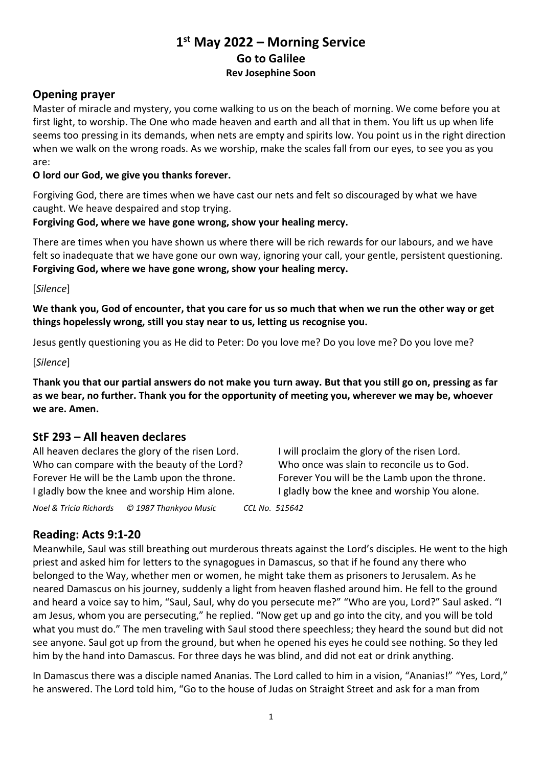# 1st May 2022 – Morning Service

## Go to Galilee

### Rev Josephine Soon

## Opening prayer

Master of miracle and mystery, you come walking to us on the beach of morning. We come before you at first light, to worship. The One who made heaven and earth and all that in them. You lift us up when life seems too pressing in its demands, when nets are empty and spirits low. You point us in the right direction when we walk on the wrong roads. As we worship, make the scales fall from our eyes, to see you as you are:

**O lord our God, we give you thanks forever.**

Forgiving God, there are times when we have cast our nets and felt so discouraged by what we have caught. We heave despaired and stop trying.

**Forgiving God, where we have gone wrong, show your healing mercy.**

There are times when you have shown us where there will be rich rewards for our labours, and we have felt so inadequate that we have gone our own way, ignoring your call, your gentle, persistent questioning.

**Forgiving God, where we have gone wrong, show your healing mercy.**

[*Silence*]

**We thank you, God of encounter, that you care for us so much that when we run the other way or get things hopelessly wrong, still you stay near to us, letting us recognise you.**

Jesus gently questioning you as He did to Peter: Do you love me? Do you love me? Do you love me?

[*Silence*]

**Thank you that our partial answers do not make you turn away. But that you still go on, pressing as far as we bear, no further. Thank you for the opportunity of meeting you, wherever we may be, whoever we are. Amen.**

## StF 293 – All heaven declares

All heaven declares the glory of the risen Lord.
Who can compare with the beauty of the Lord?
Forever He will be the Lamb upon the throne.
I gladly bow the knee and worship Him alone.

I will proclaim the glory of the risen Lord.
Who once was slain to reconcile us to God.
Forever You will be the Lamb upon the throne.
I gladly bow the knee and worship You alone.

*Noel & Tricia Richards © 1987 Thankyou Music CCL No. 515642*

## Reading: Acts 9:1-20

Meanwhile, Saul was still breathing out murderous threats against the Lord's disciples. He went to the high priest and asked him for letters to the synagogues in Damascus, so that if he found any there who belonged to the Way, whether men or women, he might take them as prisoners to Jerusalem. As he neared Damascus on his journey, suddenly a light from heaven flashed around him. He fell to the ground and heard a voice say to him, "Saul, Saul, why do you persecute me?" "Who are you, Lord?" Saul asked. "I am Jesus, whom you are persecuting," he replied. "Now get up and go into the city, and you will be told what you must do." The men traveling with Saul stood there speechless; they heard the sound but did not see anyone. Saul got up from the ground, but when he opened his eyes he could see nothing. So they led him by the hand into Damascus. For three days he was blind, and did not eat or drink anything.

In Damascus there was a disciple named Ananias. The Lord called to him in a vision, "Ananias!" "Yes, Lord," he answered. The Lord told him, "Go to the house of Judas on Straight Street and ask for a man from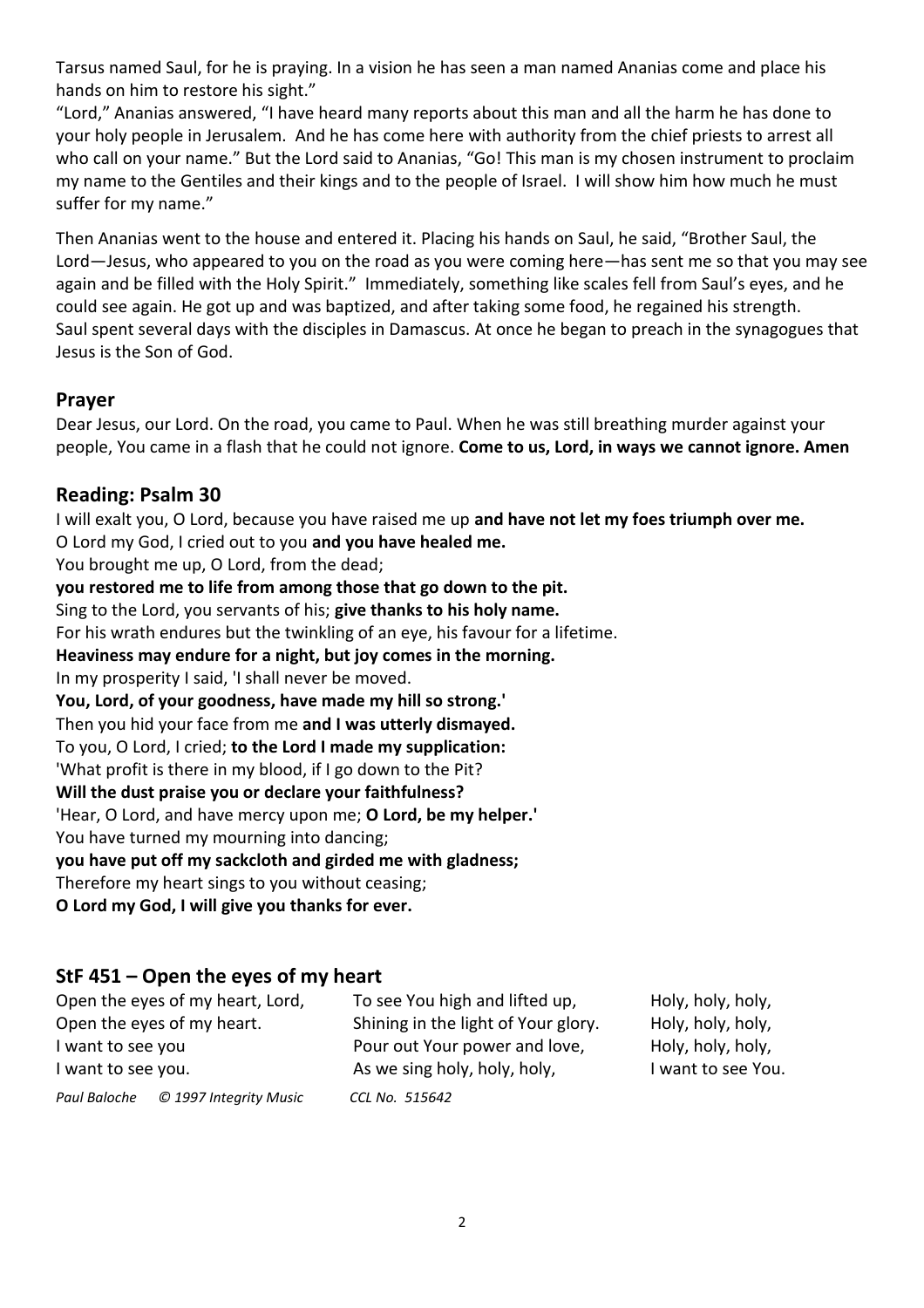Tarsus named Saul, for he is praying. In a vision he has seen a man named Ananias come and place his hands on him to restore his sight."

"Lord," Ananias answered, "I have heard many reports about this man and all the harm he has done to your holy people in Jerusalem. And he has come here with authority from the chief priests to arrest all who call on your name." But the Lord said to Ananias, "Go! This man is my chosen instrument to proclaim my name to the Gentiles and their kings and to the people of Israel. I will show him how much he must suffer for my name."

Then Ananias went to the house and entered it. Placing his hands on Saul, he said, "Brother Saul, the Lord—Jesus, who appeared to you on the road as you were coming here—has sent me so that you may see again and be filled with the Holy Spirit." Immediately, something like scales fell from Saul's eyes, and he could see again. He got up and was baptized, and after taking some food, he regained his strength. Saul spent several days with the disciples in Damascus. At once he began to preach in the synagogues that Jesus is the Son of God.

## Prayer

Dear Jesus, our Lord. On the road, you came to Paul. When he was still breathing murder against your people, You came in a flash that he could not ignore. **Come to us, Lord, in ways we cannot ignore. Amen**

## Reading: Psalm 30

I will exalt you, O Lord, because you have raised me up **and have not let my foes triumph over me.**
O Lord my God, I cried out to you **and you have healed me.**
You brought me up, O Lord, from the dead;
**you restored me to life from among those that go down to the pit.**
Sing to the Lord, you servants of his; **give thanks to his holy name.**
For his wrath endures but the twinkling of an eye, his favour for a lifetime.
**Heaviness may endure for a night, but joy comes in the morning.**
In my prosperity I said, 'I shall never be moved.
**You, Lord, of your goodness, have made my hill so strong.'**
Then you hid your face from me **and I was utterly dismayed.**
To you, O Lord, I cried; **to the Lord I made my supplication:**
'What profit is there in my blood, if I go down to the Pit?
**Will the dust praise you or declare your faithfulness?**
'Hear, O Lord, and have mercy upon me; **O Lord, be my helper.'**
You have turned my mourning into dancing;
**you have put off my sackcloth and girded me with gladness;**
Therefore my heart sings to you without ceasing;
**O Lord my God, I will give you thanks for ever.**

## StF 451 – Open the eyes of my heart

Open the eyes of my heart, Lord,
Open the eyes of my heart.
I want to see you
I want to see you.

To see You high and lifted up,
Shining in the light of Your glory.
Pour out Your power and love,
As we sing holy, holy, holy,

Holy, holy, holy,
Holy, holy, holy,
Holy, holy, holy,
I want to see You.

*Paul Baloche © 1997 Integrity Music CCL No. 515642*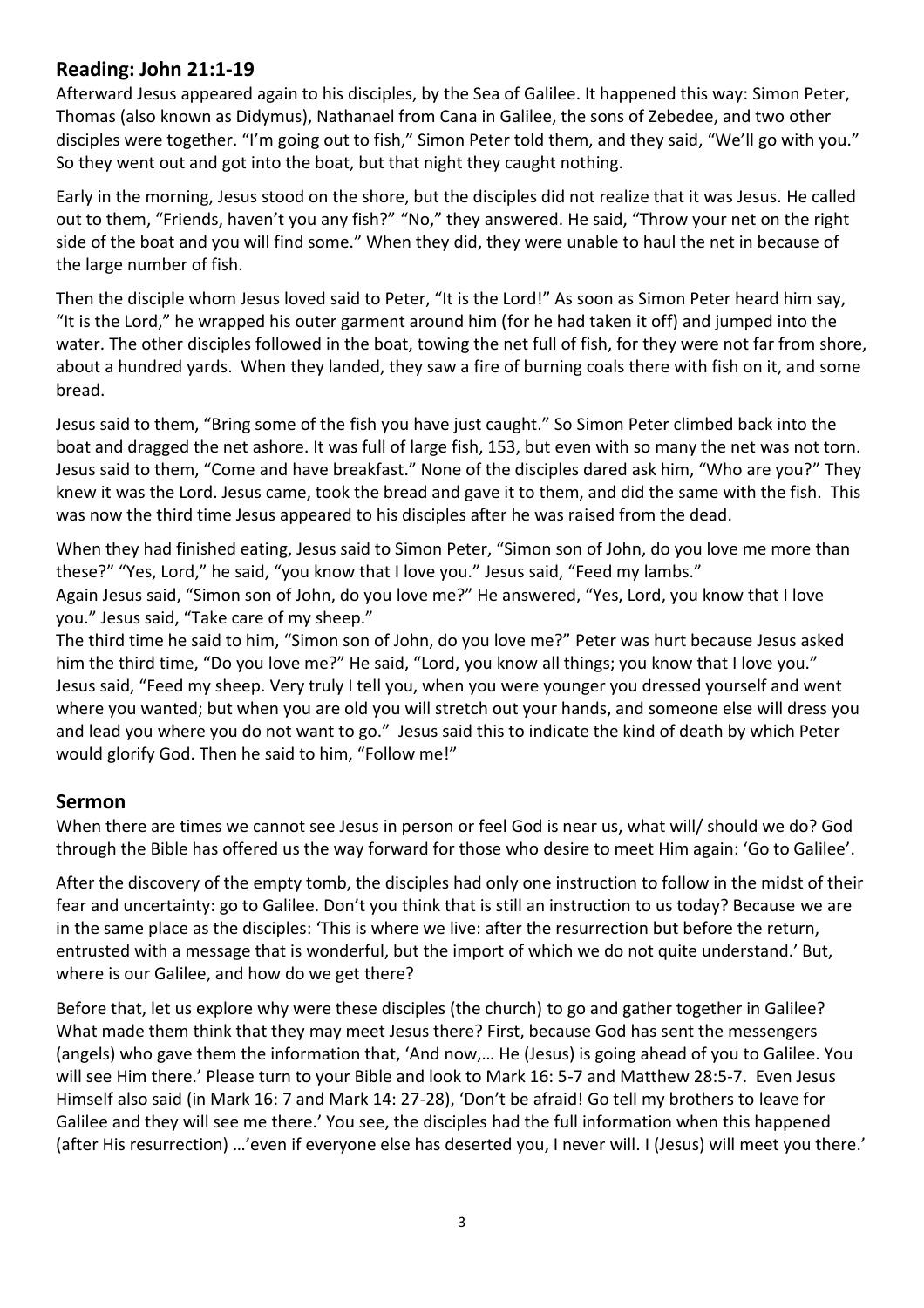## Reading: John 21:1-19

Afterward Jesus appeared again to his disciples, by the Sea of Galilee. It happened this way: Simon Peter, Thomas (also known as Didymus), Nathanael from Cana in Galilee, the sons of Zebedee, and two other disciples were together. "I'm going out to fish," Simon Peter told them, and they said, "We'll go with you." So they went out and got into the boat, but that night they caught nothing.

Early in the morning, Jesus stood on the shore, but the disciples did not realize that it was Jesus. He called out to them, "Friends, haven't you any fish?" "No," they answered. He said, "Throw your net on the right side of the boat and you will find some." When they did, they were unable to haul the net in because of the large number of fish.

Then the disciple whom Jesus loved said to Peter, "It is the Lord!" As soon as Simon Peter heard him say, "It is the Lord," he wrapped his outer garment around him (for he had taken it off) and jumped into the water. The other disciples followed in the boat, towing the net full of fish, for they were not far from shore, about a hundred yards. When they landed, they saw a fire of burning coals there with fish on it, and some bread.

Jesus said to them, "Bring some of the fish you have just caught." So Simon Peter climbed back into the boat and dragged the net ashore. It was full of large fish, 153, but even with so many the net was not torn. Jesus said to them, "Come and have breakfast." None of the disciples dared ask him, "Who are you?" They knew it was the Lord. Jesus came, took the bread and gave it to them, and did the same with the fish. This was now the third time Jesus appeared to his disciples after he was raised from the dead.

When they had finished eating, Jesus said to Simon Peter, "Simon son of John, do you love me more than these?" "Yes, Lord," he said, "you know that I love you." Jesus said, "Feed my lambs."
Again Jesus said, "Simon son of John, do you love me?" He answered, "Yes, Lord, you know that I love you." Jesus said, "Take care of my sheep."
The third time he said to him, "Simon son of John, do you love me?" Peter was hurt because Jesus asked him the third time, "Do you love me?" He said, "Lord, you know all things; you know that I love you." Jesus said, "Feed my sheep. Very truly I tell you, when you were younger you dressed yourself and went where you wanted; but when you are old you will stretch out your hands, and someone else will dress you and lead you where you do not want to go." Jesus said this to indicate the kind of death by which Peter would glorify God. Then he said to him, "Follow me!"

## Sermon

When there are times we cannot see Jesus in person or feel God is near us, what will/ should we do? God through the Bible has offered us the way forward for those who desire to meet Him again: 'Go to Galilee'.

After the discovery of the empty tomb, the disciples had only one instruction to follow in the midst of their fear and uncertainty: go to Galilee. Don't you think that is still an instruction to us today? Because we are in the same place as the disciples: 'This is where we live: after the resurrection but before the return, entrusted with a message that is wonderful, but the import of which we do not quite understand.' But, where is our Galilee, and how do we get there?

Before that, let us explore why were these disciples (the church) to go and gather together in Galilee? What made them think that they may meet Jesus there? First, because God has sent the messengers (angels) who gave them the information that, 'And now,… He (Jesus) is going ahead of you to Galilee. You will see Him there.' Please turn to your Bible and look to Mark 16: 5-7 and Matthew 28:5-7. Even Jesus Himself also said (in Mark 16: 7 and Mark 14: 27-28), 'Don't be afraid! Go tell my brothers to leave for Galilee and they will see me there.' You see, the disciples had the full information when this happened (after His resurrection) …'even if everyone else has deserted you, I never will. I (Jesus) will meet you there.'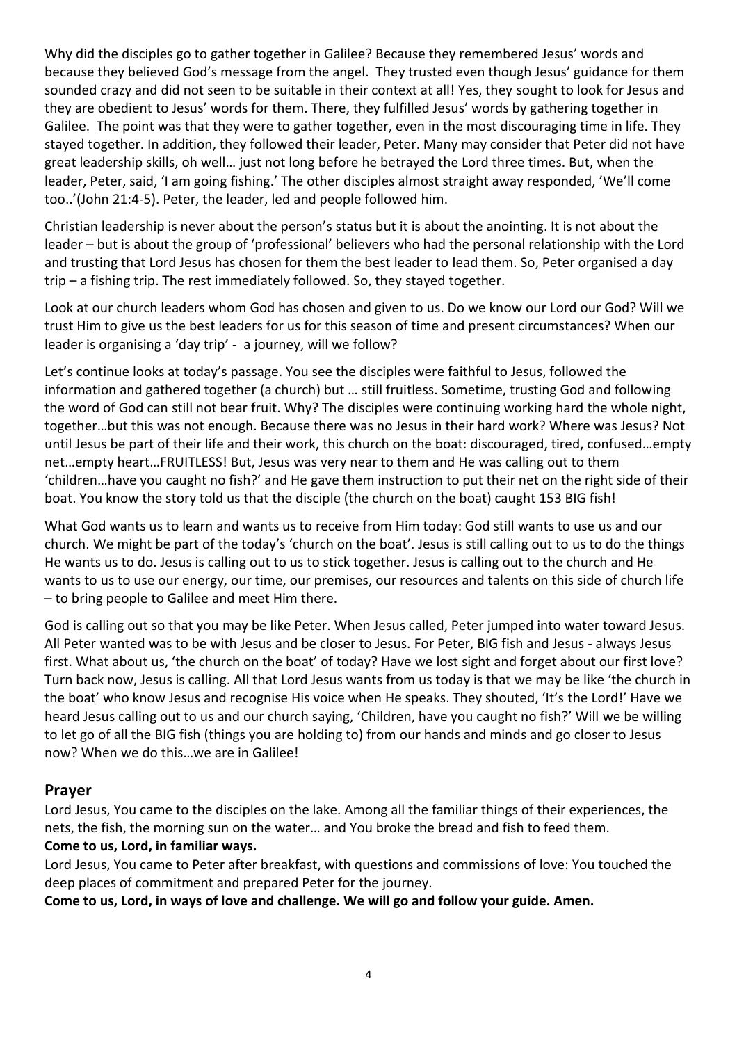Why did the disciples go to gather together in Galilee? Because they remembered Jesus' words and because they believed God's message from the angel. They trusted even though Jesus' guidance for them sounded crazy and did not seen to be suitable in their context at all! Yes, they sought to look for Jesus and they are obedient to Jesus' words for them. There, they fulfilled Jesus' words by gathering together in Galilee. The point was that they were to gather together, even in the most discouraging time in life. They stayed together. In addition, they followed their leader, Peter. Many may consider that Peter did not have great leadership skills, oh well… just not long before he betrayed the Lord three times. But, when the leader, Peter, said, 'I am going fishing.' The other disciples almost straight away responded, 'We'll come too..'(John 21:4-5). Peter, the leader, led and people followed him.

Christian leadership is never about the person's status but it is about the anointing. It is not about the leader – but is about the group of 'professional' believers who had the personal relationship with the Lord and trusting that Lord Jesus has chosen for them the best leader to lead them. So, Peter organised a day trip – a fishing trip. The rest immediately followed. So, they stayed together.

Look at our church leaders whom God has chosen and given to us. Do we know our Lord our God? Will we trust Him to give us the best leaders for us for this season of time and present circumstances? When our leader is organising a 'day trip' - a journey, will we follow?

Let's continue looks at today's passage. You see the disciples were faithful to Jesus, followed the information and gathered together (a church) but … still fruitless. Sometime, trusting God and following the word of God can still not bear fruit. Why? The disciples were continuing working hard the whole night, together…but this was not enough. Because there was no Jesus in their hard work? Where was Jesus? Not until Jesus be part of their life and their work, this church on the boat: discouraged, tired, confused…empty net…empty heart…FRUITLESS! But, Jesus was very near to them and He was calling out to them 'children…have you caught no fish?' and He gave them instruction to put their net on the right side of their boat. You know the story told us that the disciple (the church on the boat) caught 153 BIG fish!

What God wants us to learn and wants us to receive from Him today: God still wants to use us and our church. We might be part of the today's 'church on the boat'. Jesus is still calling out to us to do the things He wants us to do. Jesus is calling out to us to stick together. Jesus is calling out to the church and He wants to us to use our energy, our time, our premises, our resources and talents on this side of church life – to bring people to Galilee and meet Him there.

God is calling out so that you may be like Peter. When Jesus called, Peter jumped into water toward Jesus. All Peter wanted was to be with Jesus and be closer to Jesus. For Peter, BIG fish and Jesus - always Jesus first. What about us, 'the church on the boat' of today? Have we lost sight and forget about our first love? Turn back now, Jesus is calling. All that Lord Jesus wants from us today is that we may be like 'the church in the boat' who know Jesus and recognise His voice when He speaks. They shouted, 'It's the Lord!' Have we heard Jesus calling out to us and our church saying, 'Children, have you caught no fish?' Will we be willing to let go of all the BIG fish (things you are holding to) from our hands and minds and go closer to Jesus now? When we do this…we are in Galilee!

## Prayer

Lord Jesus, You came to the disciples on the lake. Among all the familiar things of their experiences, the nets, the fish, the morning sun on the water… and You broke the bread and fish to feed them.
**Come to us, Lord, in familiar ways.**

Lord Jesus, You came to Peter after breakfast, with questions and commissions of love: You touched the deep places of commitment and prepared Peter for the journey.
**Come to us, Lord, in ways of love and challenge. We will go and follow your guide. Amen.**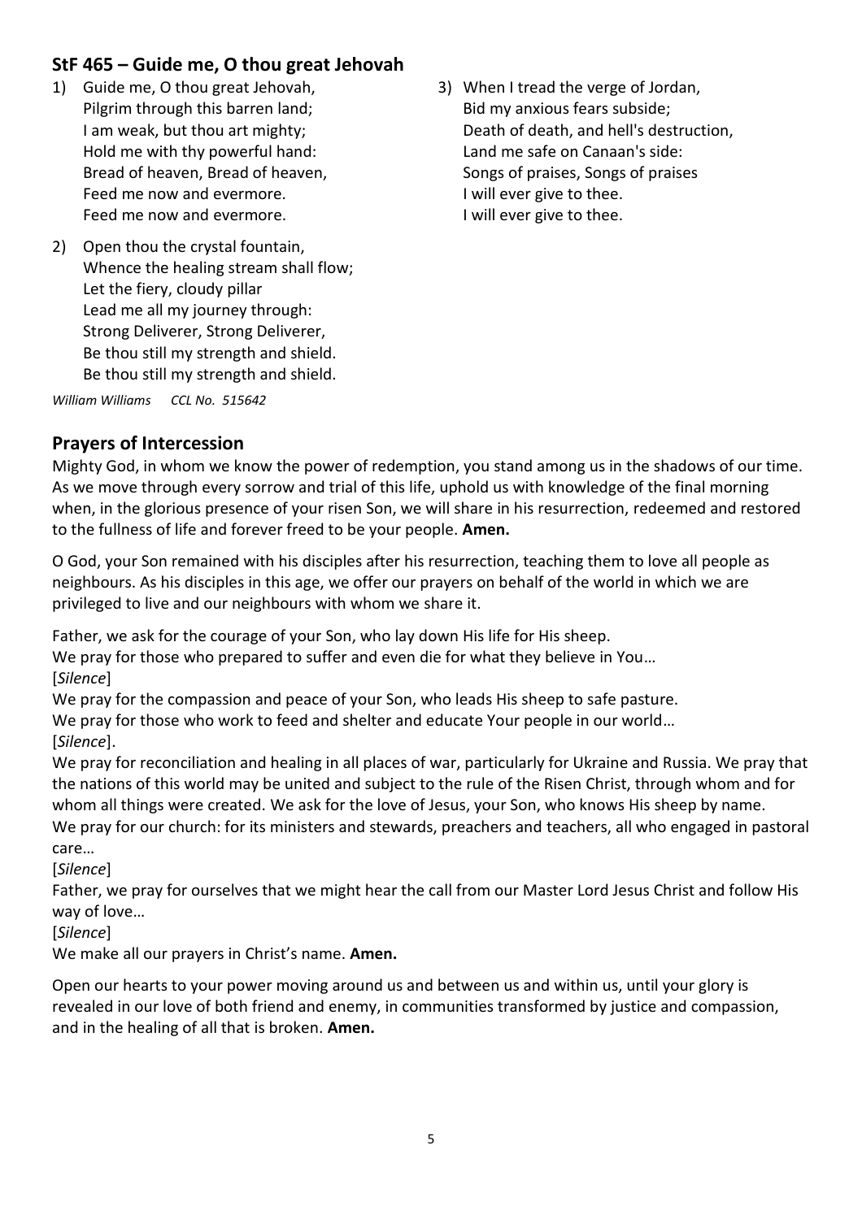## StF 465 – Guide me, O thou great Jehovah

1) Guide me, O thou great Jehovah,
   Pilgrim through this barren land;
   I am weak, but thou art mighty;
   Hold me with thy powerful hand:
   Bread of heaven, Bread of heaven,
   Feed me now and evermore.
   Feed me now and evermore.

2) Open thou the crystal fountain,
   Whence the healing stream shall flow;
   Let the fiery, cloudy pillar
   Lead me all my journey through:
   Strong Deliverer, Strong Deliverer,
   Be thou still my strength and shield.
   Be thou still my strength and shield.

3) When I tread the verge of Jordan,
   Bid my anxious fears subside;
   Death of death, and hell's destruction,
   Land me safe on Canaan's side:
   Songs of praises, Songs of praises
   I will ever give to thee.
   I will ever give to thee.

*William Williams     CCL No. 515642*

## Prayers of Intercession

Mighty God, in whom we know the power of redemption, you stand among us in the shadows of our time. As we move through every sorrow and trial of this life, uphold us with knowledge of the final morning when, in the glorious presence of your risen Son, we will share in his resurrection, redeemed and restored to the fullness of life and forever freed to be your people. **Amen.**

O God, your Son remained with his disciples after his resurrection, teaching them to love all people as neighbours. As his disciples in this age, we offer our prayers on behalf of the world in which we are privileged to live and our neighbours with whom we share it.

Father, we ask for the courage of your Son, who lay down His life for His sheep.
We pray for those who prepared to suffer and even die for what they believe in You…
[*Silence*]
We pray for the compassion and peace of your Son, who leads His sheep to safe pasture.
We pray for those who work to feed and shelter and educate Your people in our world…
[*Silence*].
We pray for reconciliation and healing in all places of war, particularly for Ukraine and Russia. We pray that the nations of this world may be united and subject to the rule of the Risen Christ, through whom and for whom all things were created. We ask for the love of Jesus, your Son, who knows His sheep by name.
We pray for our church: for its ministers and stewards, preachers and teachers, all who engaged in pastoral care…
[*Silence*]
Father, we pray for ourselves that we might hear the call from our Master Lord Jesus Christ and follow His way of love…
[*Silence*]
We make all our prayers in Christ's name. **Amen.**

Open our hearts to your power moving around us and between us and within us, until your glory is revealed in our love of both friend and enemy, in communities transformed by justice and compassion, and in the healing of all that is broken. **Amen.**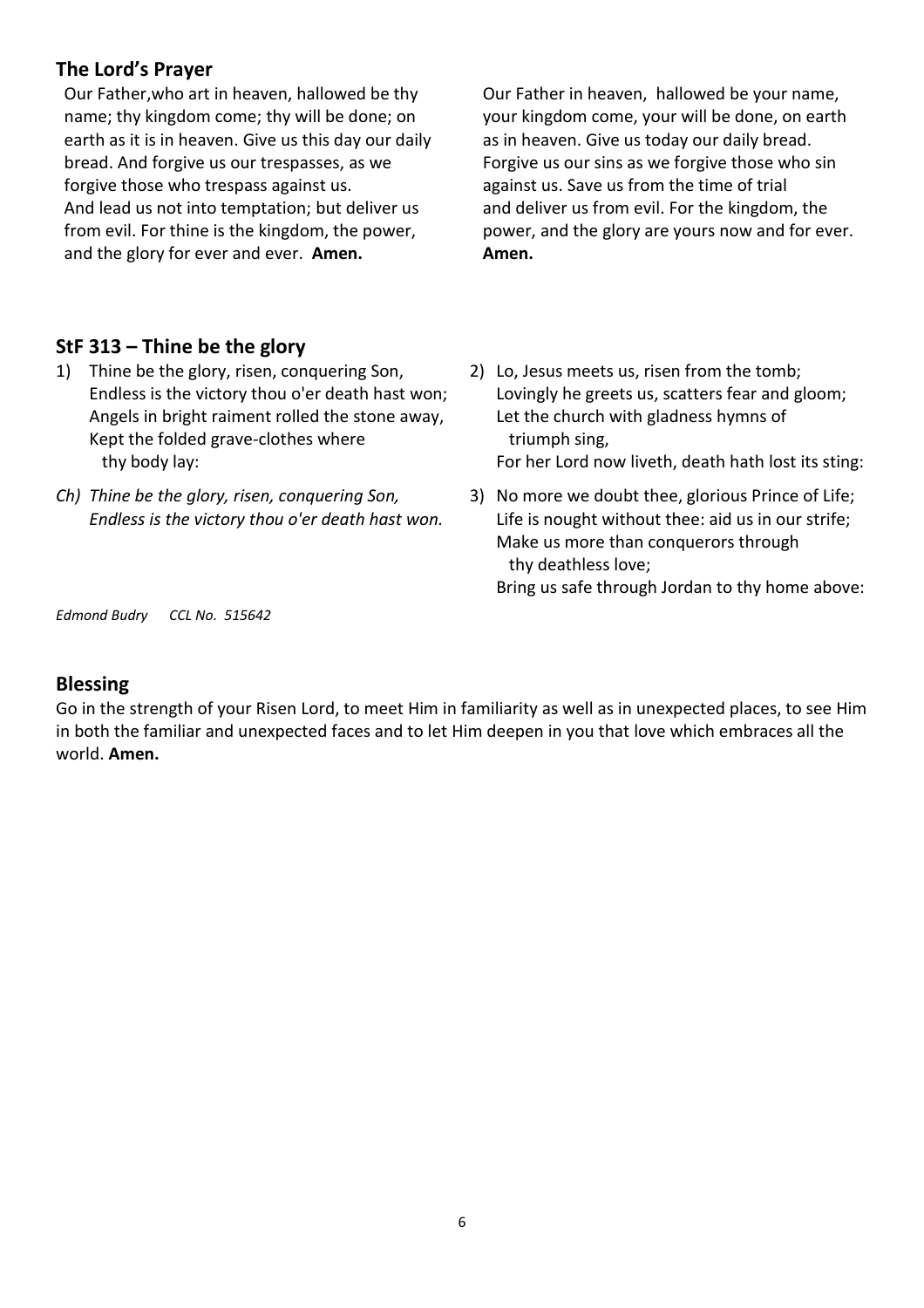## The Lord's Prayer

Our Father,who art in heaven, hallowed be thy name; thy kingdom come; thy will be done; on earth as it is in heaven. Give us this day our daily bread. And forgive us our trespasses, as we forgive those who trespass against us.
And lead us not into temptation; but deliver us from evil. For thine is the kingdom, the power, and the glory for ever and ever. **Amen.**

Our Father in heaven, hallowed be your name, your kingdom come, your will be done, on earth as in heaven. Give us today our daily bread. Forgive us our sins as we forgive those who sin against us. Save us from the time of trial and deliver us from evil. For the kingdom, the power, and the glory are yours now and for ever. **Amen.**

## StF 313 – Thine be the glory

1) Thine be the glory, risen, conquering Son,
Endless is the victory thou o'er death hast won;
Angels in bright raiment rolled the stone away,
Kept the folded grave-clothes where
thy body lay:

*Ch) Thine be the glory, risen, conquering Son,*
*Endless is the victory thou o'er death hast won.*

2) Lo, Jesus meets us, risen from the tomb;
Lovingly he greets us, scatters fear and gloom;
Let the church with gladness hymns of
triumph sing,
For her Lord now liveth, death hath lost its sting:

3) No more we doubt thee, glorious Prince of Life;
Life is nought without thee: aid us in our strife;
Make us more than conquerors through
thy deathless love;
Bring us safe through Jordan to thy home above:

*Edmond Budry CCL No. 515642*

## Blessing

Go in the strength of your Risen Lord, to meet Him in familiarity as well as in unexpected places, to see Him in both the familiar and unexpected faces and to let Him deepen in you that love which embraces all the world. **Amen.**